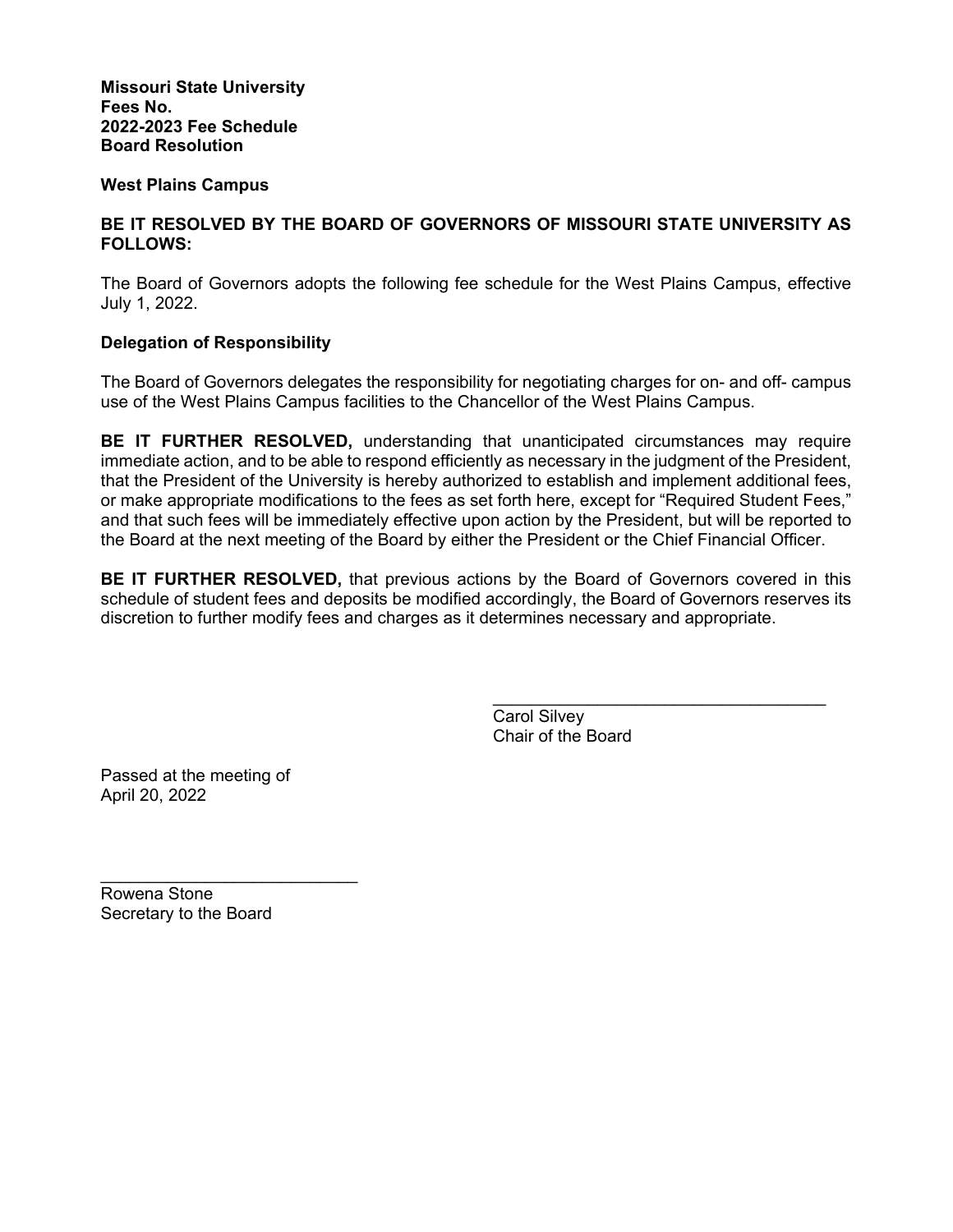**Missouri State University**
**Fees No.**
**2022-2023 Fee Schedule**
**Board Resolution**

**West Plains Campus**

**BE IT RESOLVED BY THE BOARD OF GOVERNORS OF MISSOURI STATE UNIVERSITY AS FOLLOWS:**

The Board of Governors adopts the following fee schedule for the West Plains Campus, effective July 1, 2022.

**Delegation of Responsibility**

The Board of Governors delegates the responsibility for negotiating charges for on- and off- campus use of the West Plains Campus facilities to the Chancellor of the West Plains Campus.

**BE IT FURTHER RESOLVED,** understanding that unanticipated circumstances may require immediate action, and to be able to respond efficiently as necessary in the judgment of the President, that the President of the University is hereby authorized to establish and implement additional fees, or make appropriate modifications to the fees as set forth here, except for "Required Student Fees," and that such fees will be immediately effective upon action by the President, but will be reported to the Board at the next meeting of the Board by either the President or the Chief Financial Officer.

**BE IT FURTHER RESOLVED,** that previous actions by the Board of Governors covered in this schedule of student fees and deposits be modified accordingly, the Board of Governors reserves its discretion to further modify fees and charges as it determines necessary and appropriate.

\_\_\_\_\_\_\_\_\_\_\_\_\_\_\_\_\_\_\_\_\_\_\_\_\_\_\_\_\_\_\_\_\_\_\_
Carol Silvey
Chair of the Board

Passed at the meeting of
April 20, 2022

\_\_\_\_\_\_\_\_\_\_\_\_\_\_\_\_\_\_\_\_\_\_\_\_\_\_\_
Rowena Stone
Secretary to the Board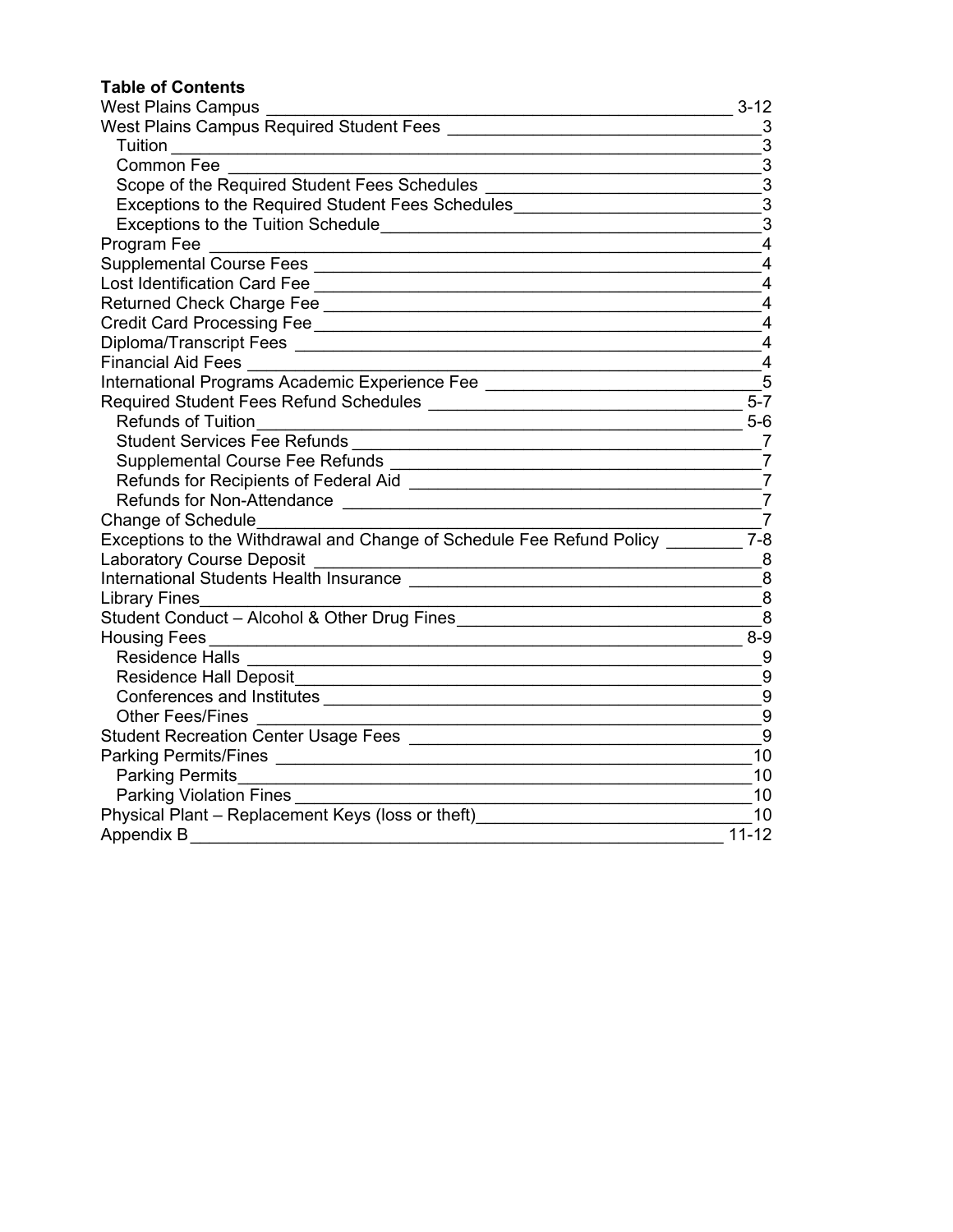**Table of Contents**

| Section | Page |
| --- | --- |
| West Plains Campus | 3-12 |
| West Plains Campus Required Student Fees | 3 |
| Tuition | 3 |
| Common Fee | 3 |
| Scope of the Required Student Fees Schedules | 3 |
| Exceptions to the Required Student Fees Schedules | 3 |
| Exceptions to the Tuition Schedule | 3 |
| Program Fee | 4 |
| Supplemental Course Fees | 4 |
| Lost Identification Card Fee | 4 |
| Returned Check Charge Fee | 4 |
| Credit Card Processing Fee | 4 |
| Diploma/Transcript Fees | 4 |
| Financial Aid Fees | 4 |
| International Programs Academic Experience Fee | 5 |
| Required Student Fees Refund Schedules | 5-7 |
| Refunds of Tuition | 5-6 |
| Student Services Fee Refunds | 7 |
| Supplemental Course Fee Refunds | 7 |
| Refunds for Recipients of Federal Aid | 7 |
| Refunds for Non-Attendance | 7 |
| Change of Schedule | 7 |
| Exceptions to the Withdrawal and Change of Schedule Fee Refund Policy | 7-8 |
| Laboratory Course Deposit | 8 |
| International Students Health Insurance | 8 |
| Library Fines | 8 |
| Student Conduct – Alcohol & Other Drug Fines | 8 |
| Housing Fees | 8-9 |
| Residence Halls | 9 |
| Residence Hall Deposit | 9 |
| Conferences and Institutes | 9 |
| Other Fees/Fines | 9 |
| Student Recreation Center Usage Fees | 9 |
| Parking Permits/Fines | 10 |
| Parking Permits | 10 |
| Parking Violation Fines | 10 |
| Physical Plant – Replacement Keys (loss or theft) | 10 |
| Appendix B | 11-12 |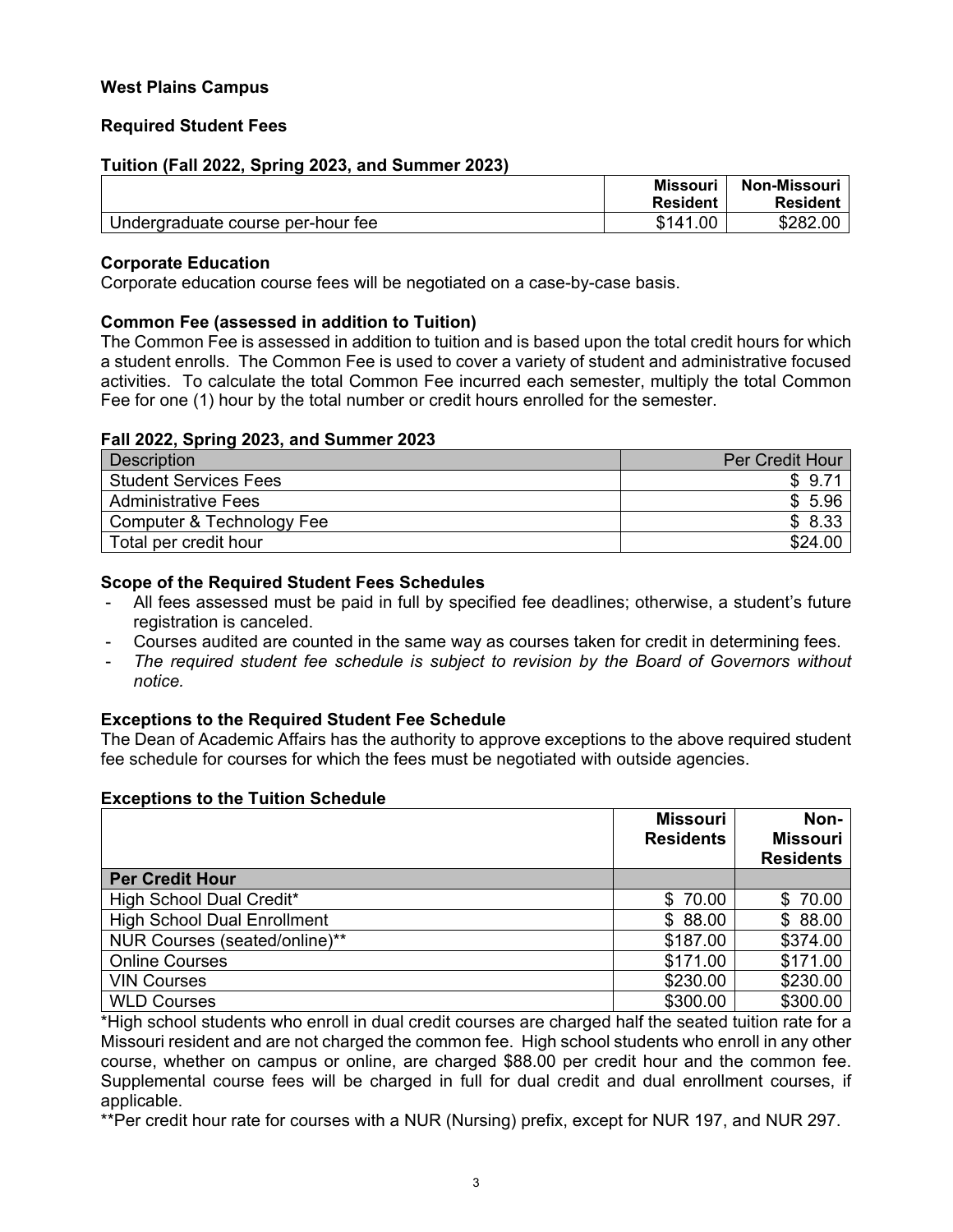## West Plains Campus

### Required Student Fees

#### Tuition (Fall 2022, Spring 2023, and Summer 2023)

| | Missouri Resident | Non-Missouri Resident |
|---|---|---|
| Undergraduate course per-hour fee | $141.00 | $282.00 |

#### Corporate Education

Corporate education course fees will be negotiated on a case-by-case basis.

#### Common Fee (assessed in addition to Tuition)

The Common Fee is assessed in addition to tuition and is based upon the total credit hours for which a student enrolls. The Common Fee is used to cover a variety of student and administrative focused activities. To calculate the total Common Fee incurred each semester, multiply the total Common Fee for one (1) hour by the total number or credit hours enrolled for the semester.

#### Fall 2022, Spring 2023, and Summer 2023

| Description | Per Credit Hour |
|---|---|
| Student Services Fees | $ 9.71 |
| Administrative Fees | $ 5.96 |
| Computer & Technology Fee | $ 8.33 |
| Total per credit hour | $24.00 |

#### Scope of the Required Student Fees Schedules

- All fees assessed must be paid in full by specified fee deadlines; otherwise, a student's future registration is canceled.
- Courses audited are counted in the same way as courses taken for credit in determining fees.
- *The required student fee schedule is subject to revision by the Board of Governors without notice.*

#### Exceptions to the Required Student Fee Schedule

The Dean of Academic Affairs has the authority to approve exceptions to the above required student fee schedule for courses for which the fees must be negotiated with outside agencies.

#### Exceptions to the Tuition Schedule

| | Missouri Residents | Non-Missouri Residents |
|---|---|---|
| **Per Credit Hour** | | |
| High School Dual Credit* | $ 70.00 | $ 70.00 |
| High School Dual Enrollment | $ 88.00 | $ 88.00 |
| NUR Courses (seated/online)** | $187.00 | $374.00 |
| Online Courses | $171.00 | $171.00 |
| VIN Courses | $230.00 | $230.00 |
| WLD Courses | $300.00 | $300.00 |

*High school students who enroll in dual credit courses are charged half the seated tuition rate for a Missouri resident and are not charged the common fee. High school students who enroll in any other course, whether on campus or online, are charged $88.00 per credit hour and the common fee. Supplemental course fees will be charged in full for dual credit and dual enrollment courses, if applicable.

**Per credit hour rate for courses with a NUR (Nursing) prefix, except for NUR 197, and NUR 297.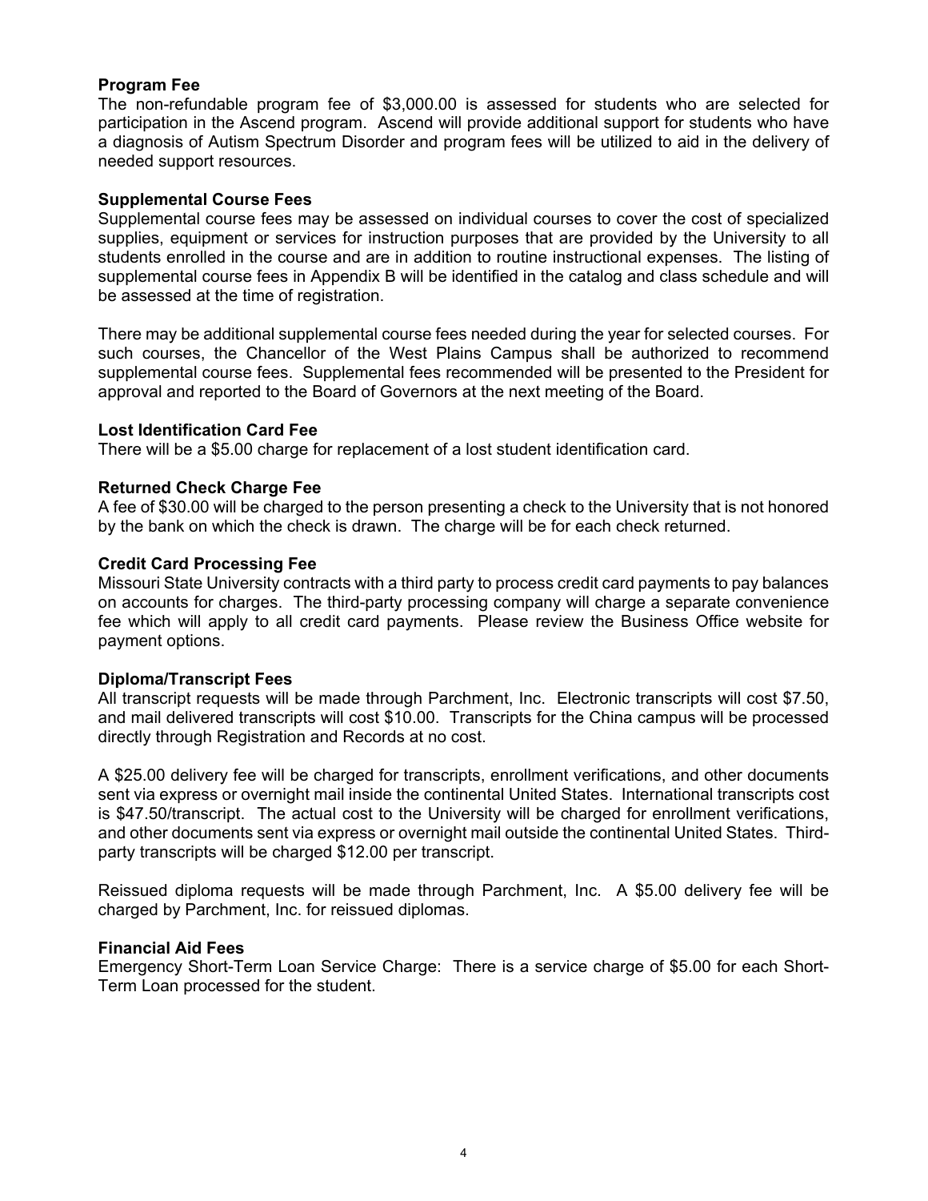**Program Fee**

The non-refundable program fee of $3,000.00 is assessed for students who are selected for participation in the Ascend program. Ascend will provide additional support for students who have a diagnosis of Autism Spectrum Disorder and program fees will be utilized to aid in the delivery of needed support resources.

**Supplemental Course Fees**

Supplemental course fees may be assessed on individual courses to cover the cost of specialized supplies, equipment or services for instruction purposes that are provided by the University to all students enrolled in the course and are in addition to routine instructional expenses. The listing of supplemental course fees in Appendix B will be identified in the catalog and class schedule and will be assessed at the time of registration.

There may be additional supplemental course fees needed during the year for selected courses. For such courses, the Chancellor of the West Plains Campus shall be authorized to recommend supplemental course fees. Supplemental fees recommended will be presented to the President for approval and reported to the Board of Governors at the next meeting of the Board.

**Lost Identification Card Fee**

There will be a $5.00 charge for replacement of a lost student identification card.

**Returned Check Charge Fee**

A fee of $30.00 will be charged to the person presenting a check to the University that is not honored by the bank on which the check is drawn. The charge will be for each check returned.

**Credit Card Processing Fee**

Missouri State University contracts with a third party to process credit card payments to pay balances on accounts for charges. The third-party processing company will charge a separate convenience fee which will apply to all credit card payments. Please review the Business Office website for payment options.

**Diploma/Transcript Fees**

All transcript requests will be made through Parchment, Inc. Electronic transcripts will cost $7.50, and mail delivered transcripts will cost $10.00. Transcripts for the China campus will be processed directly through Registration and Records at no cost.

A $25.00 delivery fee will be charged for transcripts, enrollment verifications, and other documents sent via express or overnight mail inside the continental United States. International transcripts cost is $47.50/transcript. The actual cost to the University will be charged for enrollment verifications, and other documents sent via express or overnight mail outside the continental United States. Third-party transcripts will be charged $12.00 per transcript.

Reissued diploma requests will be made through Parchment, Inc. A $5.00 delivery fee will be charged by Parchment, Inc. for reissued diplomas.

**Financial Aid Fees**

Emergency Short-Term Loan Service Charge: There is a service charge of $5.00 for each Short-Term Loan processed for the student.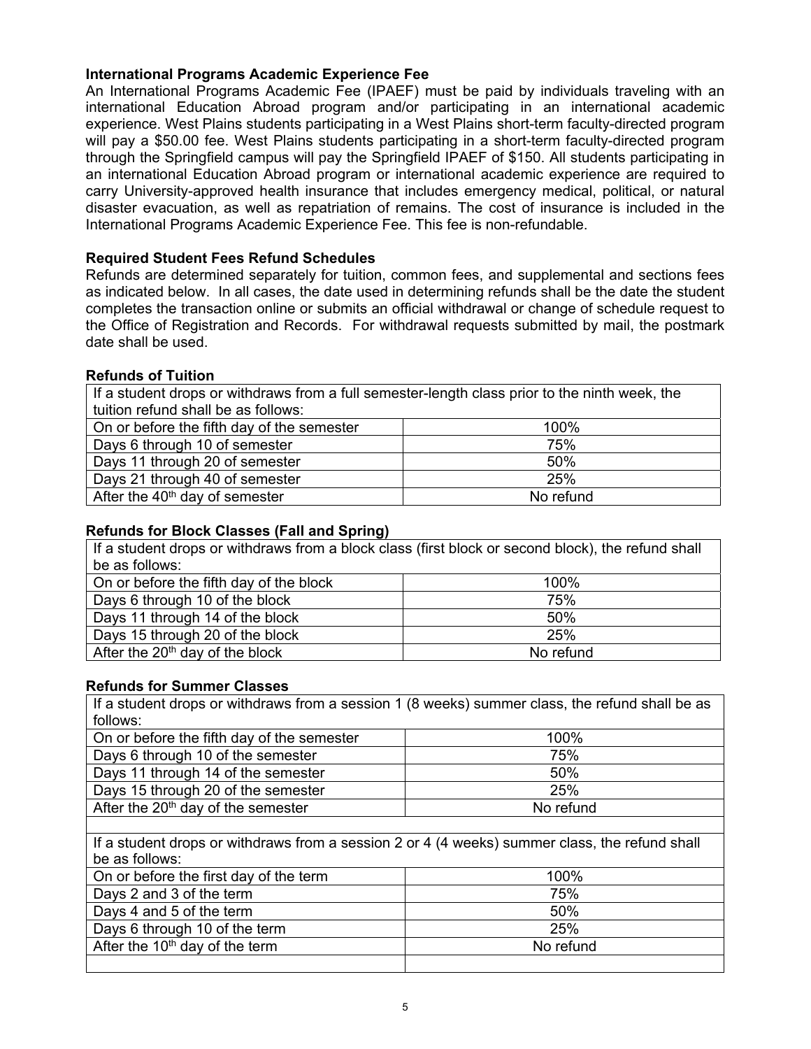**International Programs Academic Experience Fee**

An International Programs Academic Fee (IPAEF) must be paid by individuals traveling with an international Education Abroad program and/or participating in an international academic experience. West Plains students participating in a West Plains short-term faculty-directed program will pay a $50.00 fee. West Plains students participating in a short-term faculty-directed program through the Springfield campus will pay the Springfield IPAEF of $150. All students participating in an international Education Abroad program or international academic experience are required to carry University-approved health insurance that includes emergency medical, political, or natural disaster evacuation, as well as repatriation of remains. The cost of insurance is included in the International Programs Academic Experience Fee. This fee is non-refundable.

**Required Student Fees Refund Schedules**

Refunds are determined separately for tuition, common fees, and supplemental and sections fees as indicated below. In all cases, the date used in determining refunds shall be the date the student completes the transaction online or submits an official withdrawal or change of schedule request to the Office of Registration and Records. For withdrawal requests submitted by mail, the postmark date shall be used.

**Refunds of Tuition**

| If a student drops or withdraws from a full semester-length class prior to the ninth week, the tuition refund shall be as follows: | |
|---|---|
| On or before the fifth day of the semester | 100% |
| Days 6 through 10 of semester | 75% |
| Days 11 through 20 of semester | 50% |
| Days 21 through 40 of semester | 25% |
| After the 40th day of semester | No refund |

**Refunds for Block Classes (Fall and Spring)**

| If a student drops or withdraws from a block class (first block or second block), the refund shall be as follows: | |
|---|---|
| On or before the fifth day of the block | 100% |
| Days 6 through 10 of the block | 75% |
| Days 11 through 14 of the block | 50% |
| Days 15 through 20 of the block | 25% |
| After the 20th day of the block | No refund |

**Refunds for Summer Classes**

| If a student drops or withdraws from a session 1 (8 weeks) summer class, the refund shall be as follows: | |
|---|---|
| On or before the fifth day of the semester | 100% |
| Days 6 through 10 of the semester | 75% |
| Days 11 through 14 of the semester | 50% |
| Days 15 through 20 of the semester | 25% |
| After the 20th day of the semester | No refund |
| | |
| If a student drops or withdraws from a session 2 or 4 (4 weeks) summer class, the refund shall be as follows: | |
| On or before the first day of the term | 100% |
| Days 2 and 3 of the term | 75% |
| Days 4 and 5 of the term | 50% |
| Days 6 through 10 of the term | 25% |
| After the 10th day of the term | No refund |
| | |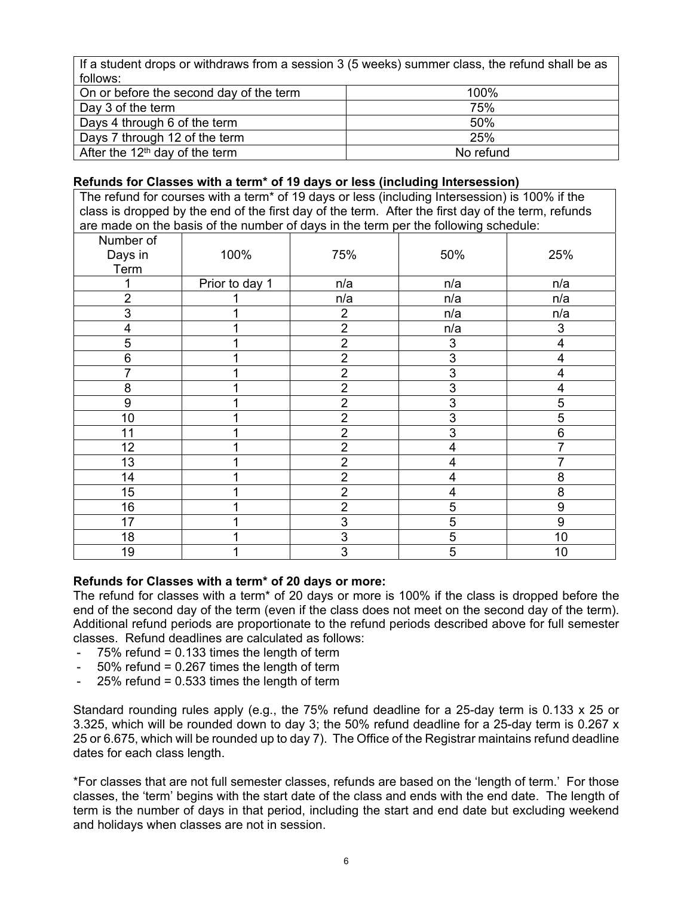| If a student drops or withdraws from a session 3 (5 weeks) summer class, the refund shall be as follows: | |
|---|---|
| On or before the second day of the term | 100% |
| Day 3 of the term | 75% |
| Days 4 through 6 of the term | 50% |
| Days 7 through 12 of the term | 25% |
| After the 12th day of the term | No refund |

**Refunds for Classes with a term* of 19 days or less (including Intersession)**

The refund for courses with a term* of 19 days or less (including Intersession) is 100% if the class is dropped by the end of the first day of the term. After the first day of the term, refunds are made on the basis of the number of days in the term per the following schedule:

| Number of Days in Term | 100% | 75% | 50% | 25% |
|---|---|---|---|---|
| 1 | Prior to day 1 | n/a | n/a | n/a |
| 2 | 1 | n/a | n/a | n/a |
| 3 | 1 | 2 | n/a | n/a |
| 4 | 1 | 2 | n/a | 3 |
| 5 | 1 | 2 | 3 | 4 |
| 6 | 1 | 2 | 3 | 4 |
| 7 | 1 | 2 | 3 | 4 |
| 8 | 1 | 2 | 3 | 4 |
| 9 | 1 | 2 | 3 | 5 |
| 10 | 1 | 2 | 3 | 5 |
| 11 | 1 | 2 | 3 | 6 |
| 12 | 1 | 2 | 4 | 7 |
| 13 | 1 | 2 | 4 | 7 |
| 14 | 1 | 2 | 4 | 8 |
| 15 | 1 | 2 | 4 | 8 |
| 16 | 1 | 2 | 5 | 9 |
| 17 | 1 | 3 | 5 | 9 |
| 18 | 1 | 3 | 5 | 10 |
| 19 | 1 | 3 | 5 | 10 |

**Refunds for Classes with a term* of 20 days or more:**

The refund for classes with a term* of 20 days or more is 100% if the class is dropped before the end of the second day of the term (even if the class does not meet on the second day of the term). Additional refund periods are proportionate to the refund periods described above for full semester classes. Refund deadlines are calculated as follows:

- 75% refund = 0.133 times the length of term
- 50% refund = 0.267 times the length of term
- 25% refund = 0.533 times the length of term

Standard rounding rules apply (e.g., the 75% refund deadline for a 25-day term is 0.133 x 25 or 3.325, which will be rounded down to day 3; the 50% refund deadline for a 25-day term is 0.267 x 25 or 6.675, which will be rounded up to day 7). The Office of the Registrar maintains refund deadline dates for each class length.

*For classes that are not full semester classes, refunds are based on the 'length of term.' For those classes, the 'term' begins with the start date of the class and ends with the end date. The length of term is the number of days in that period, including the start and end date but excluding weekend and holidays when classes are not in session.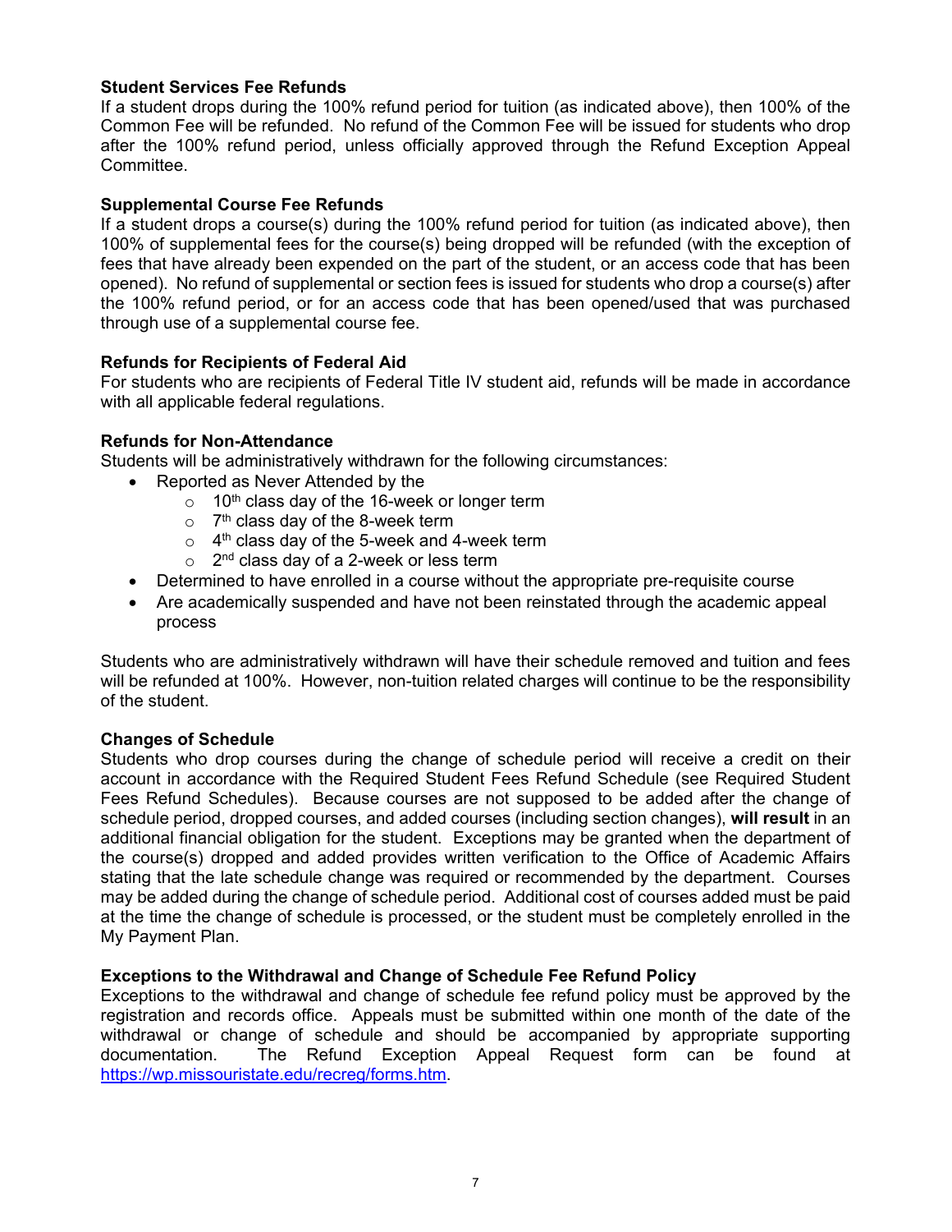### Student Services Fee Refunds

If a student drops during the 100% refund period for tuition (as indicated above), then 100% of the Common Fee will be refunded. No refund of the Common Fee will be issued for students who drop after the 100% refund period, unless officially approved through the Refund Exception Appeal Committee.

### Supplemental Course Fee Refunds

If a student drops a course(s) during the 100% refund period for tuition (as indicated above), then 100% of supplemental fees for the course(s) being dropped will be refunded (with the exception of fees that have already been expended on the part of the student, or an access code that has been opened). No refund of supplemental or section fees is issued for students who drop a course(s) after the 100% refund period, or for an access code that has been opened/used that was purchased through use of a supplemental course fee.

### Refunds for Recipients of Federal Aid

For students who are recipients of Federal Title IV student aid, refunds will be made in accordance with all applicable federal regulations.

### Refunds for Non-Attendance

Students will be administratively withdrawn for the following circumstances:

- Reported as Never Attended by the
  - 10th class day of the 16-week or longer term
  - 7th class day of the 8-week term
  - 4th class day of the 5-week and 4-week term
  - 2nd class day of a 2-week or less term
- Determined to have enrolled in a course without the appropriate pre-requisite course
- Are academically suspended and have not been reinstated through the academic appeal process

Students who are administratively withdrawn will have their schedule removed and tuition and fees will be refunded at 100%. However, non-tuition related charges will continue to be the responsibility of the student.

### Changes of Schedule

Students who drop courses during the change of schedule period will receive a credit on their account in accordance with the Required Student Fees Refund Schedule (see Required Student Fees Refund Schedules). Because courses are not supposed to be added after the change of schedule period, dropped courses, and added courses (including section changes), **will result** in an additional financial obligation for the student. Exceptions may be granted when the department of the course(s) dropped and added provides written verification to the Office of Academic Affairs stating that the late schedule change was required or recommended by the department. Courses may be added during the change of schedule period. Additional cost of courses added must be paid at the time the change of schedule is processed, or the student must be completely enrolled in the My Payment Plan.

### Exceptions to the Withdrawal and Change of Schedule Fee Refund Policy

Exceptions to the withdrawal and change of schedule fee refund policy must be approved by the registration and records office. Appeals must be submitted within one month of the date of the withdrawal or change of schedule and should be accompanied by appropriate supporting documentation. The Refund Exception Appeal Request form can be found at https://wp.missouristate.edu/recreg/forms.htm.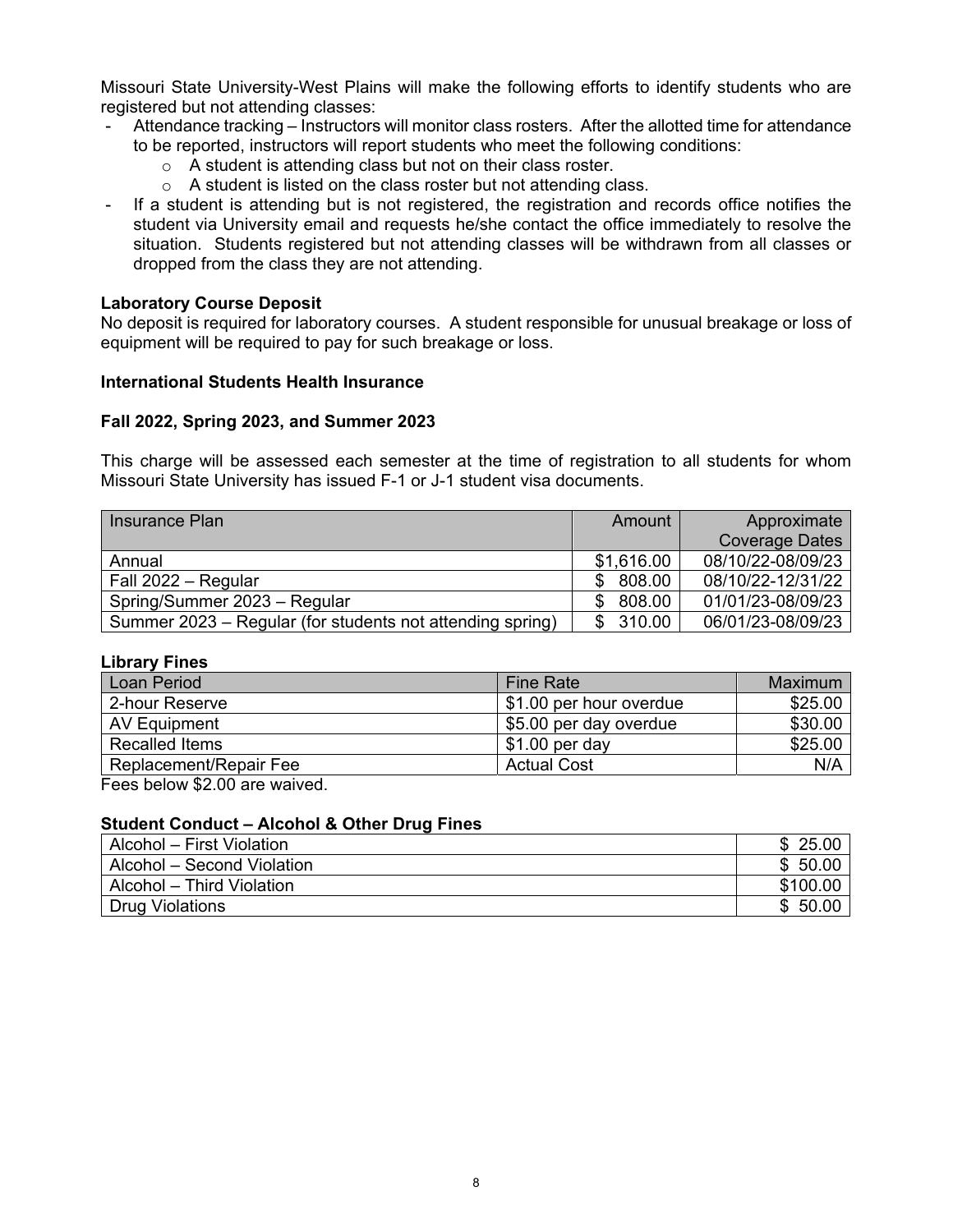Missouri State University-West Plains will make the following efforts to identify students who are registered but not attending classes:

- Attendance tracking – Instructors will monitor class rosters. After the allotted time for attendance to be reported, instructors will report students who meet the following conditions:
    - A student is attending class but not on their class roster.
    - A student is listed on the class roster but not attending class.
- If a student is attending but is not registered, the registration and records office notifies the student via University email and requests he/she contact the office immediately to resolve the situation. Students registered but not attending classes will be withdrawn from all classes or dropped from the class they are not attending.

**Laboratory Course Deposit**

No deposit is required for laboratory courses. A student responsible for unusual breakage or loss of equipment will be required to pay for such breakage or loss.

**International Students Health Insurance**

**Fall 2022, Spring 2023, and Summer 2023**

This charge will be assessed each semester at the time of registration to all students for whom Missouri State University has issued F-1 or J-1 student visa documents.

| Insurance Plan | Amount | Approximate Coverage Dates |
|---|---:|---:|
| Annual | $1,616.00 | 08/10/22-08/09/23 |
| Fall 2022 – Regular | $ 808.00 | 08/10/22-12/31/22 |
| Spring/Summer 2023 – Regular | $ 808.00 | 01/01/23-08/09/23 |
| Summer 2023 – Regular (for students not attending spring) | $ 310.00 | 06/01/23-08/09/23 |

**Library Fines**

| Loan Period | Fine Rate | Maximum |
|---|---|---:|
| 2-hour Reserve | $1.00 per hour overdue | $25.00 |
| AV Equipment | $5.00 per day overdue | $30.00 |
| Recalled Items | $1.00 per day | $25.00 |
| Replacement/Repair Fee | Actual Cost | N/A |

Fees below $2.00 are waived.

**Student Conduct – Alcohol & Other Drug Fines**

| Violation | Fine |
|---|---:|
| Alcohol – First Violation | $ 25.00 |
| Alcohol – Second Violation | $ 50.00 |
| Alcohol – Third Violation | $100.00 |
| Drug Violations | $ 50.00 |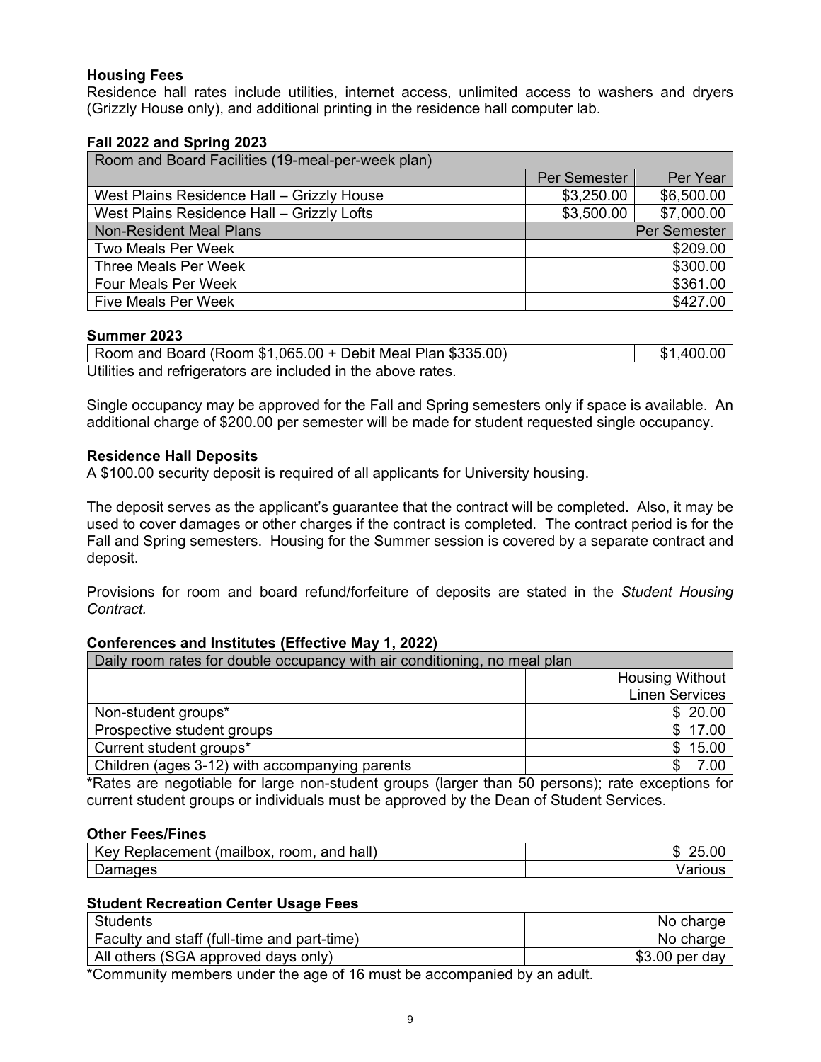## Housing Fees

Residence hall rates include utilities, internet access, unlimited access to washers and dryers (Grizzly House only), and additional printing in the residence hall computer lab.

### Fall 2022 and Spring 2023

| Room and Board Facilities (19-meal-per-week plan) | | |
|---|---|---|
| | Per Semester | Per Year |
| West Plains Residence Hall – Grizzly House | $3,250.00 | $6,500.00 |
| West Plains Residence Hall – Grizzly Lofts | $3,500.00 | $7,000.00 |
| Non-Resident Meal Plans | | Per Semester |
| Two Meals Per Week | | $209.00 |
| Three Meals Per Week | | $300.00 |
| Four Meals Per Week | | $361.00 |
| Five Meals Per Week | | $427.00 |

### Summer 2023

| Room and Board (Room $1,065.00 + Debit Meal Plan $335.00) | $1,400.00 |
|---|---|

Utilities and refrigerators are included in the above rates.

Single occupancy may be approved for the Fall and Spring semesters only if space is available. An additional charge of $200.00 per semester will be made for student requested single occupancy.

### Residence Hall Deposits

A $100.00 security deposit is required of all applicants for University housing.

The deposit serves as the applicant's guarantee that the contract will be completed. Also, it may be used to cover damages or other charges if the contract is completed. The contract period is for the Fall and Spring semesters. Housing for the Summer session is covered by a separate contract and deposit.

Provisions for room and board refund/forfeiture of deposits are stated in the *Student Housing Contract.*

### Conferences and Institutes (Effective May 1, 2022)

| Daily room rates for double occupancy with air conditioning, no meal plan | |
|---|---|
| | Housing Without Linen Services |
| Non-student groups* | $ 20.00 |
| Prospective student groups | $ 17.00 |
| Current student groups* | $ 15.00 |
| Children (ages 3-12) with accompanying parents | $ 7.00 |

*Rates are negotiable for large non-student groups (larger than 50 persons); rate exceptions for current student groups or individuals must be approved by the Dean of Student Services.

### Other Fees/Fines

| Key Replacement (mailbox, room, and hall) | $ 25.00 |
|---|---|
| Damages | Various |

### Student Recreation Center Usage Fees

| Students | No charge |
|---|---|
| Faculty and staff (full-time and part-time) | No charge |
| All others (SGA approved days only) | $3.00 per day |

*Community members under the age of 16 must be accompanied by an adult.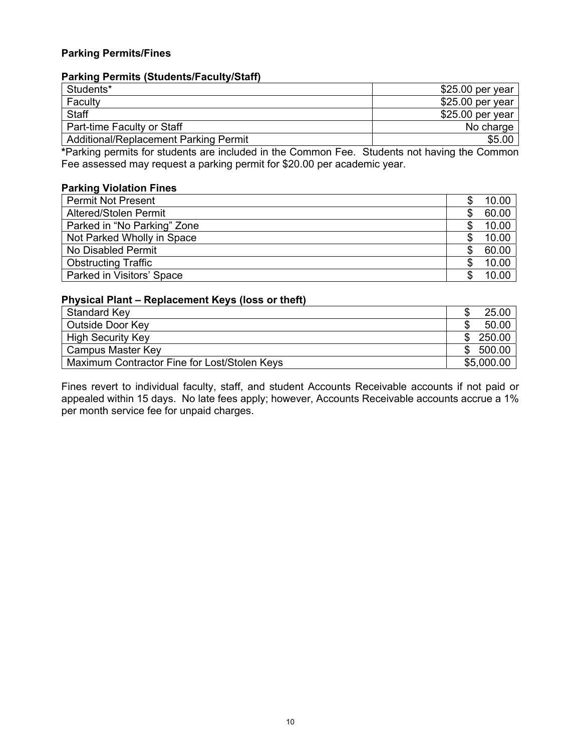## Parking Permits/Fines

### Parking Permits (Students/Faculty/Staff)

| Category | Fee |
|---|---|
| Students* | $25.00 per year |
| Faculty | $25.00 per year |
| Staff | $25.00 per year |
| Part-time Faculty or Staff | No charge |
| Additional/Replacement Parking Permit | $5.00 |

***Parking permits for students are included in the Common Fee.** Students not having the Common Fee assessed may request a parking permit for $20.00 per academic year.

### Parking Violation Fines

| Violation | Fine |
|---|---|
| Permit Not Present | $ 10.00 |
| Altered/Stolen Permit | $ 60.00 |
| Parked in "No Parking" Zone | $ 10.00 |
| Not Parked Wholly in Space | $ 10.00 |
| No Disabled Permit | $ 60.00 |
| Obstructing Traffic | $ 10.00 |
| Parked in Visitors' Space | $ 10.00 |

### Physical Plant – Replacement Keys (loss or theft)

| Key | Fee |
|---|---|
| Standard Key | $ 25.00 |
| Outside Door Key | $ 50.00 |
| High Security Key | $ 250.00 |
| Campus Master Key | $ 500.00 |
| Maximum Contractor Fine for Lost/Stolen Keys | $5,000.00 |

Fines revert to individual faculty, staff, and student Accounts Receivable accounts if not paid or appealed within 15 days. No late fees apply; however, Accounts Receivable accounts accrue a 1% per month service fee for unpaid charges.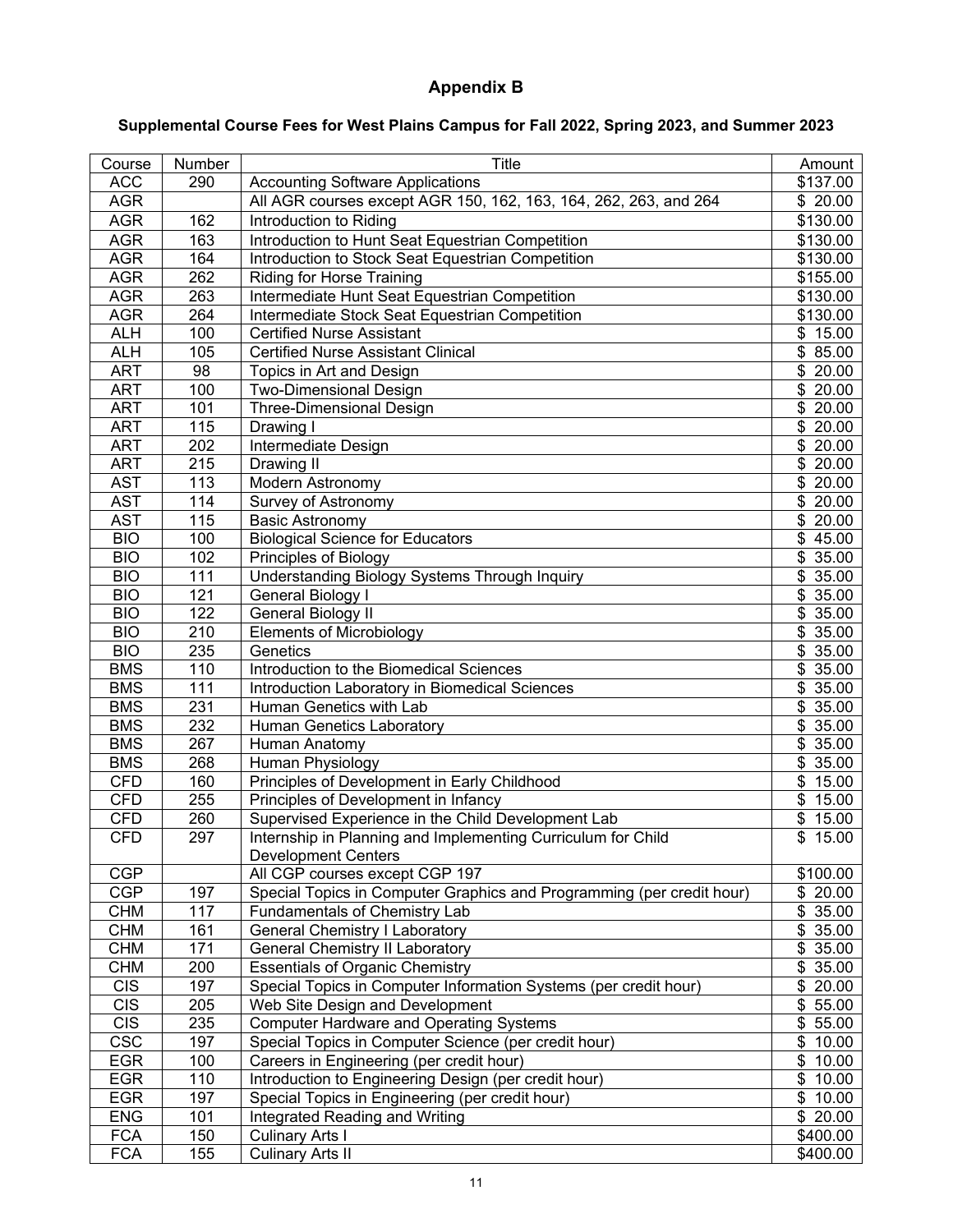# Appendix B

## Supplemental Course Fees for West Plains Campus for Fall 2022, Spring 2023, and Summer 2023

| Course | Number | Title | Amount |
|---|---|---|---|
| ACC | 290 | Accounting Software Applications | $137.00 |
| AGR | | All AGR courses except AGR 150, 162, 163, 164, 262, 263, and 264 | $ 20.00 |
| AGR | 162 | Introduction to Riding | $130.00 |
| AGR | 163 | Introduction to Hunt Seat Equestrian Competition | $130.00 |
| AGR | 164 | Introduction to Stock Seat Equestrian Competition | $130.00 |
| AGR | 262 | Riding for Horse Training | $155.00 |
| AGR | 263 | Intermediate Hunt Seat Equestrian Competition | $130.00 |
| AGR | 264 | Intermediate Stock Seat Equestrian Competition | $130.00 |
| ALH | 100 | Certified Nurse Assistant | $ 15.00 |
| ALH | 105 | Certified Nurse Assistant Clinical | $ 85.00 |
| ART | 98 | Topics in Art and Design | $ 20.00 |
| ART | 100 | Two-Dimensional Design | $ 20.00 |
| ART | 101 | Three-Dimensional Design | $ 20.00 |
| ART | 115 | Drawing I | $ 20.00 |
| ART | 202 | Intermediate Design | $ 20.00 |
| ART | 215 | Drawing II | $ 20.00 |
| AST | 113 | Modern Astronomy | $ 20.00 |
| AST | 114 | Survey of Astronomy | $ 20.00 |
| AST | 115 | Basic Astronomy | $ 20.00 |
| BIO | 100 | Biological Science for Educators | $ 45.00 |
| BIO | 102 | Principles of Biology | $ 35.00 |
| BIO | 111 | Understanding Biology Systems Through Inquiry | $ 35.00 |
| BIO | 121 | General Biology I | $ 35.00 |
| BIO | 122 | General Biology II | $ 35.00 |
| BIO | 210 | Elements of Microbiology | $ 35.00 |
| BIO | 235 | Genetics | $ 35.00 |
| BMS | 110 | Introduction to the Biomedical Sciences | $ 35.00 |
| BMS | 111 | Introduction Laboratory in Biomedical Sciences | $ 35.00 |
| BMS | 231 | Human Genetics with Lab | $ 35.00 |
| BMS | 232 | Human Genetics Laboratory | $ 35.00 |
| BMS | 267 | Human Anatomy | $ 35.00 |
| BMS | 268 | Human Physiology | $ 35.00 |
| CFD | 160 | Principles of Development in Early Childhood | $ 15.00 |
| CFD | 255 | Principles of Development in Infancy | $ 15.00 |
| CFD | 260 | Supervised Experience in the Child Development Lab | $ 15.00 |
| CFD | 297 | Internship in Planning and Implementing Curriculum for Child Development Centers | $ 15.00 |
| CGP | | All CGP courses except CGP 197 | $100.00 |
| CGP | 197 | Special Topics in Computer Graphics and Programming (per credit hour) | $ 20.00 |
| CHM | 117 | Fundamentals of Chemistry Lab | $ 35.00 |
| CHM | 161 | General Chemistry I Laboratory | $ 35.00 |
| CHM | 171 | General Chemistry II Laboratory | $ 35.00 |
| CHM | 200 | Essentials of Organic Chemistry | $ 35.00 |
| CIS | 197 | Special Topics in Computer Information Systems (per credit hour) | $ 20.00 |
| CIS | 205 | Web Site Design and Development | $ 55.00 |
| CIS | 235 | Computer Hardware and Operating Systems | $ 55.00 |
| CSC | 197 | Special Topics in Computer Science (per credit hour) | $ 10.00 |
| EGR | 100 | Careers in Engineering (per credit hour) | $ 10.00 |
| EGR | 110 | Introduction to Engineering Design (per credit hour) | $ 10.00 |
| EGR | 197 | Special Topics in Engineering (per credit hour) | $ 10.00 |
| ENG | 101 | Integrated Reading and Writing | $ 20.00 |
| FCA | 150 | Culinary Arts I | $400.00 |
| FCA | 155 | Culinary Arts II | $400.00 |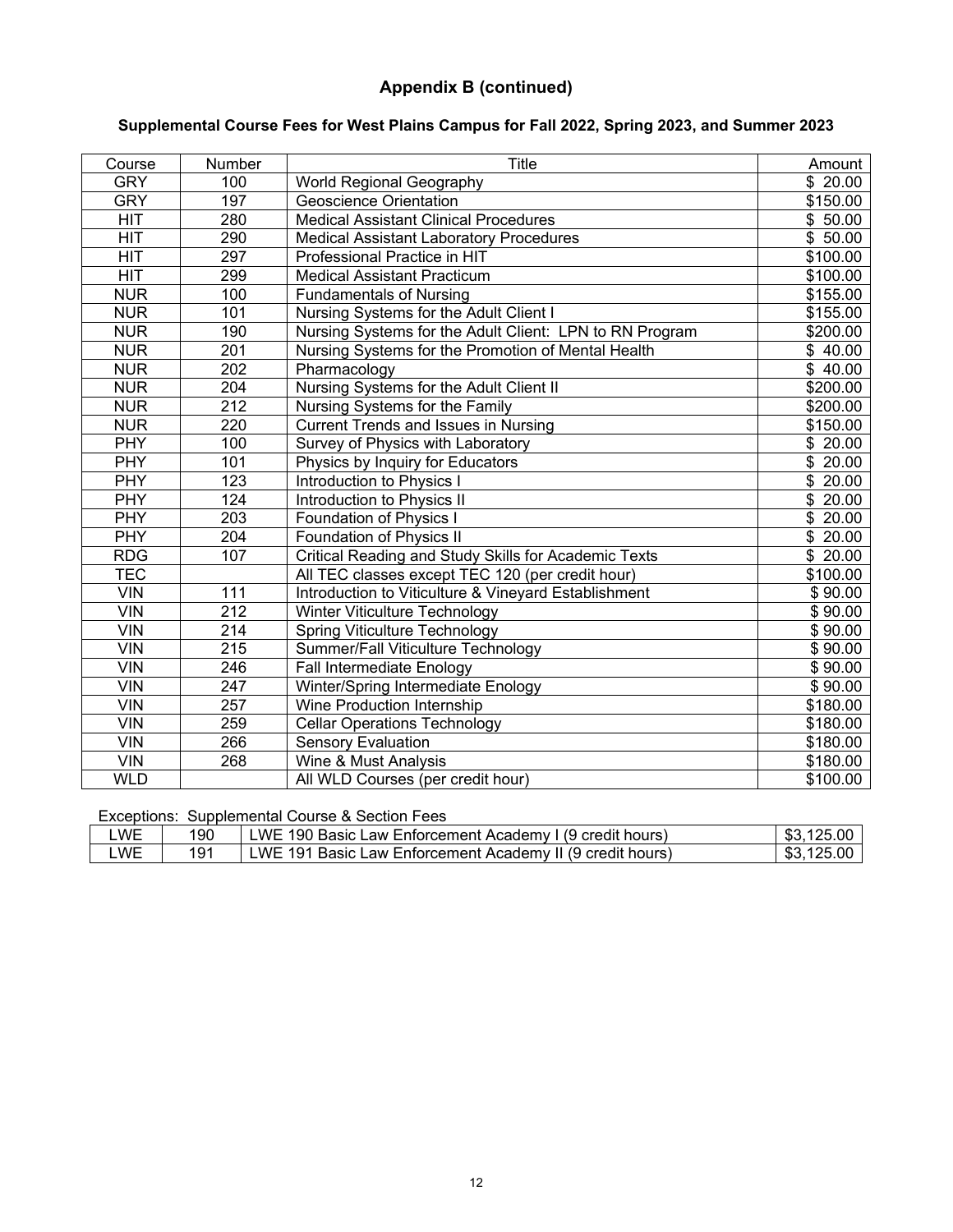## Appendix B (continued)

### Supplemental Course Fees for West Plains Campus for Fall 2022, Spring 2023, and Summer 2023

| Course | Number | Title | Amount |
|---|---|---|---|
| GRY | 100 | World Regional Geography | $ 20.00 |
| GRY | 197 | Geoscience Orientation | $150.00 |
| HIT | 280 | Medical Assistant Clinical Procedures | $ 50.00 |
| HIT | 290 | Medical Assistant Laboratory Procedures | $ 50.00 |
| HIT | 297 | Professional Practice in HIT | $100.00 |
| HIT | 299 | Medical Assistant Practicum | $100.00 |
| NUR | 100 | Fundamentals of Nursing | $155.00 |
| NUR | 101 | Nursing Systems for the Adult Client I | $155.00 |
| NUR | 190 | Nursing Systems for the Adult Client: LPN to RN Program | $200.00 |
| NUR | 201 | Nursing Systems for the Promotion of Mental Health | $ 40.00 |
| NUR | 202 | Pharmacology | $ 40.00 |
| NUR | 204 | Nursing Systems for the Adult Client II | $200.00 |
| NUR | 212 | Nursing Systems for the Family | $200.00 |
| NUR | 220 | Current Trends and Issues in Nursing | $150.00 |
| PHY | 100 | Survey of Physics with Laboratory | $ 20.00 |
| PHY | 101 | Physics by Inquiry for Educators | $ 20.00 |
| PHY | 123 | Introduction to Physics I | $ 20.00 |
| PHY | 124 | Introduction to Physics II | $ 20.00 |
| PHY | 203 | Foundation of Physics I | $ 20.00 |
| PHY | 204 | Foundation of Physics II | $ 20.00 |
| RDG | 107 | Critical Reading and Study Skills for Academic Texts | $ 20.00 |
| TEC | | All TEC classes except TEC 120 (per credit hour) | $100.00 |
| VIN | 111 | Introduction to Viticulture & Vineyard Establishment | $ 90.00 |
| VIN | 212 | Winter Viticulture Technology | $ 90.00 |
| VIN | 214 | Spring Viticulture Technology | $ 90.00 |
| VIN | 215 | Summer/Fall Viticulture Technology | $ 90.00 |
| VIN | 246 | Fall Intermediate Enology | $ 90.00 |
| VIN | 247 | Winter/Spring Intermediate Enology | $ 90.00 |
| VIN | 257 | Wine Production Internship | $180.00 |
| VIN | 259 | Cellar Operations Technology | $180.00 |
| VIN | 266 | Sensory Evaluation | $180.00 |
| VIN | 268 | Wine & Must Analysis | $180.00 |
| WLD | | All WLD Courses (per credit hour) | $100.00 |

Exceptions: Supplemental Course & Section Fees

| | | | |
|---|---|---|---|
| LWE | 190 | LWE 190 Basic Law Enforcement Academy I (9 credit hours) | $3,125.00 |
| LWE | 191 | LWE 191 Basic Law Enforcement Academy II (9 credit hours) | $3,125.00 |